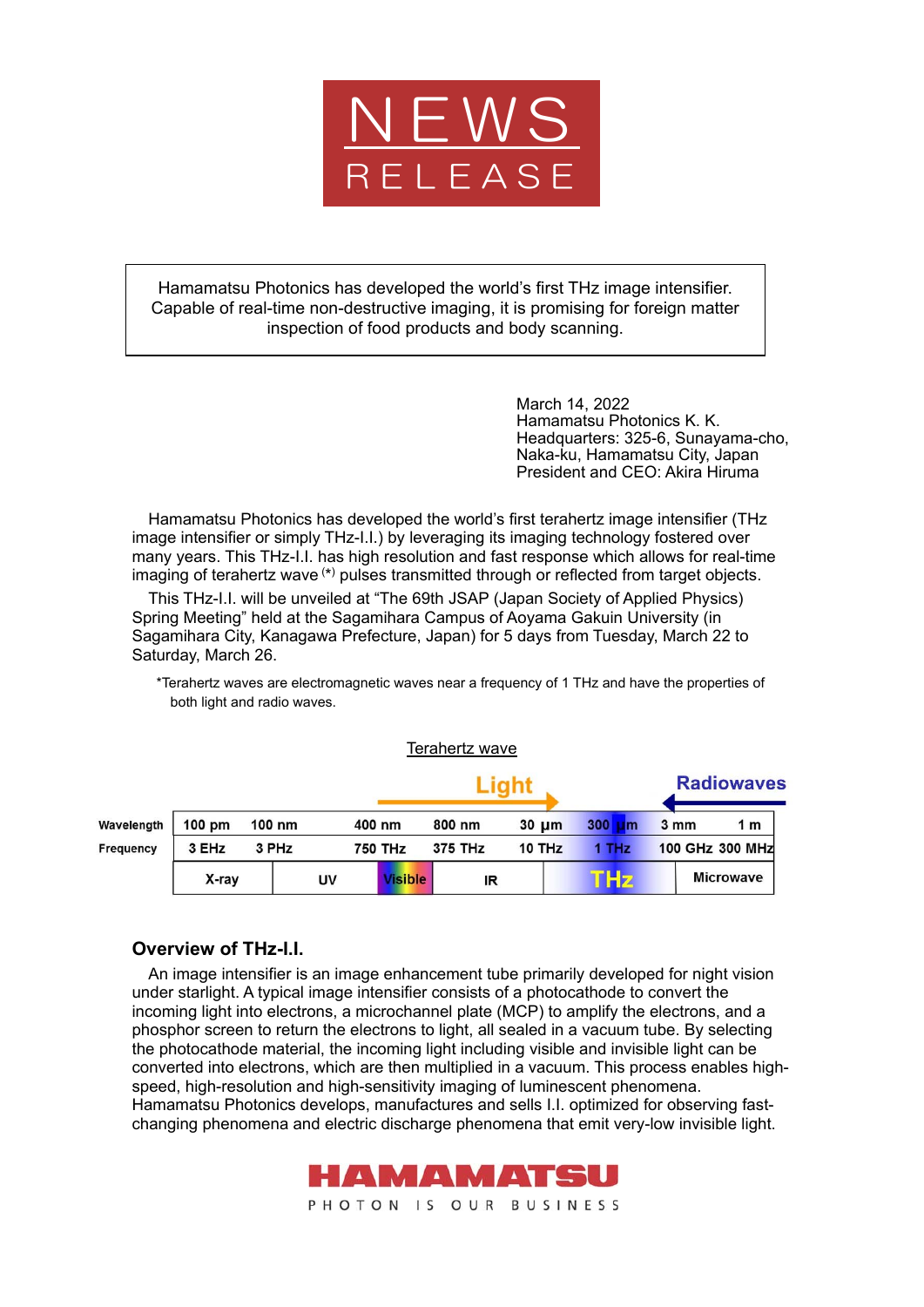# NEWS RELEASE

Hamamatsu Photonics has developed the world's first THz image intensifier. Capable of real-time non-destructive imaging, it is promising for foreign matter inspection of food products and body scanning.

March 14, 2022
Hamamatsu Photonics K. K.
Headquarters: 325-6, Sunayama-cho, Naka-ku, Hamamatsu City, Japan
President and CEO: Akira Hiruma

Hamamatsu Photonics has developed the world's first terahertz image intensifier (THz image intensifier or simply THz-I.I.) by leveraging its imaging technology fostered over many years. This THz-I.I. has high resolution and fast response which allows for real-time imaging of terahertz wave (*) pulses transmitted through or reflected from target objects.

This THz-I.I. will be unveiled at "The 69th JSAP (Japan Society of Applied Physics) Spring Meeting" held at the Sagamihara Campus of Aoyama Gakuin University (in Sagamihara City, Kanagawa Prefecture, Japan) for 5 days from Tuesday, March 22 to Saturday, March 26.

*Terahertz waves are electromagnetic waves near a frequency of 1 THz and have the properties of both light and radio waves.

Terahertz wave

Light → ← Radiowaves

| Wavelength | 100 pm | 100 nm | 400 nm | 800 nm | 30 μm | 300 μm | 3 mm | 1 m |
|---|---|---|---|---|---|---|---|---|
| Frequency | 3 EHz | 3 PHz | 750 THz | 375 THz | 10 THz | 1 THz | 100 GHz | 300 MHz |
| | X-ray | UV | Visible | IR | | THz | Microwave | |

## Overview of THz-I.I.

An image intensifier is an image enhancement tube primarily developed for night vision under starlight. A typical image intensifier consists of a photocathode to convert the incoming light into electrons, a microchannel plate (MCP) to amplify the electrons, and a phosphor screen to return the electrons to light, all sealed in a vacuum tube. By selecting the photocathode material, the incoming light including visible and invisible light can be converted into electrons, which are then multiplied in a vacuum. This process enables high-speed, high-resolution and high-sensitivity imaging of luminescent phenomena. Hamamatsu Photonics develops, manufactures and sells I.I. optimized for observing fast-changing phenomena and electric discharge phenomena that emit very-low invisible light.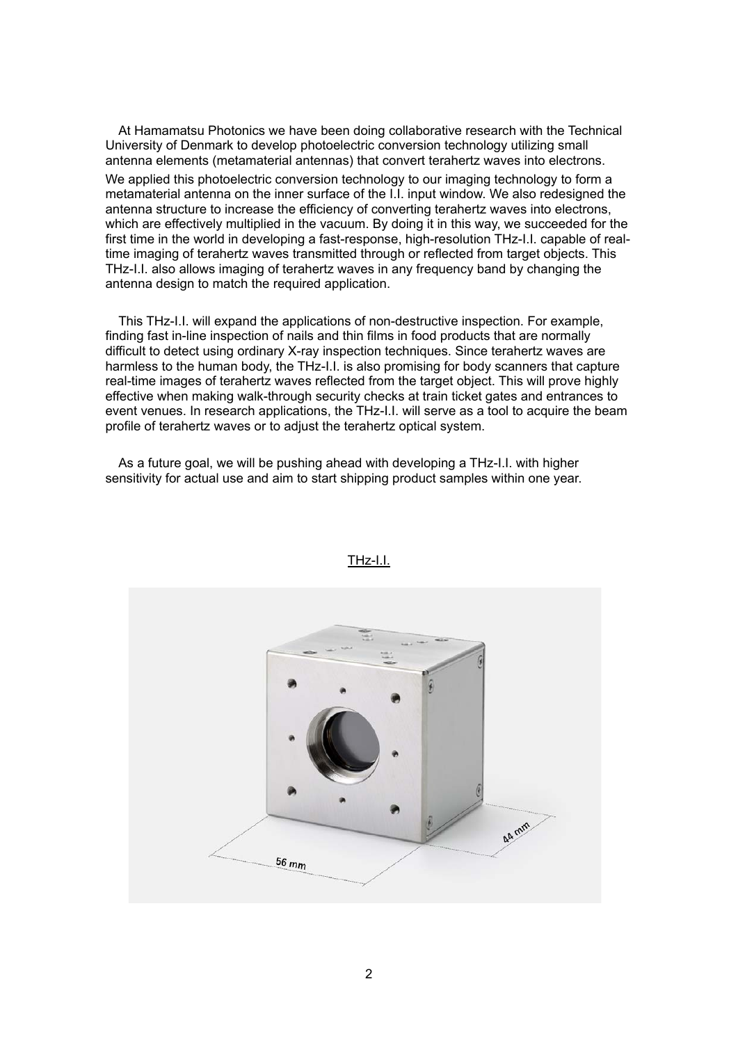At Hamamatsu Photonics we have been doing collaborative research with the Technical University of Denmark to develop photoelectric conversion technology utilizing small antenna elements (metamaterial antennas) that convert terahertz waves into electrons. We applied this photoelectric conversion technology to our imaging technology to form a metamaterial antenna on the inner surface of the I.I. input window. We also redesigned the antenna structure to increase the efficiency of converting terahertz waves into electrons, which are effectively multiplied in the vacuum. By doing it in this way, we succeeded for the first time in the world in developing a fast-response, high-resolution THz-I.I. capable of real-time imaging of terahertz waves transmitted through or reflected from target objects. This THz-I.I. also allows imaging of terahertz waves in any frequency band by changing the antenna design to match the required application.

This THz-I.I. will expand the applications of non-destructive inspection. For example, finding fast in-line inspection of nails and thin films in food products that are normally difficult to detect using ordinary X-ray inspection techniques. Since terahertz waves are harmless to the human body, the THz-I.I. is also promising for body scanners that capture real-time images of terahertz waves reflected from the target object. This will prove highly effective when making walk-through security checks at train ticket gates and entrances to event venues. In research applications, the THz-I.I. will serve as a tool to acquire the beam profile of terahertz waves or to adjust the terahertz optical system.

As a future goal, we will be pushing ahead with developing a THz-I.I. with higher sensitivity for actual use and aim to start shipping product samples within one year.

THz-I.I.

56 mm

44 mm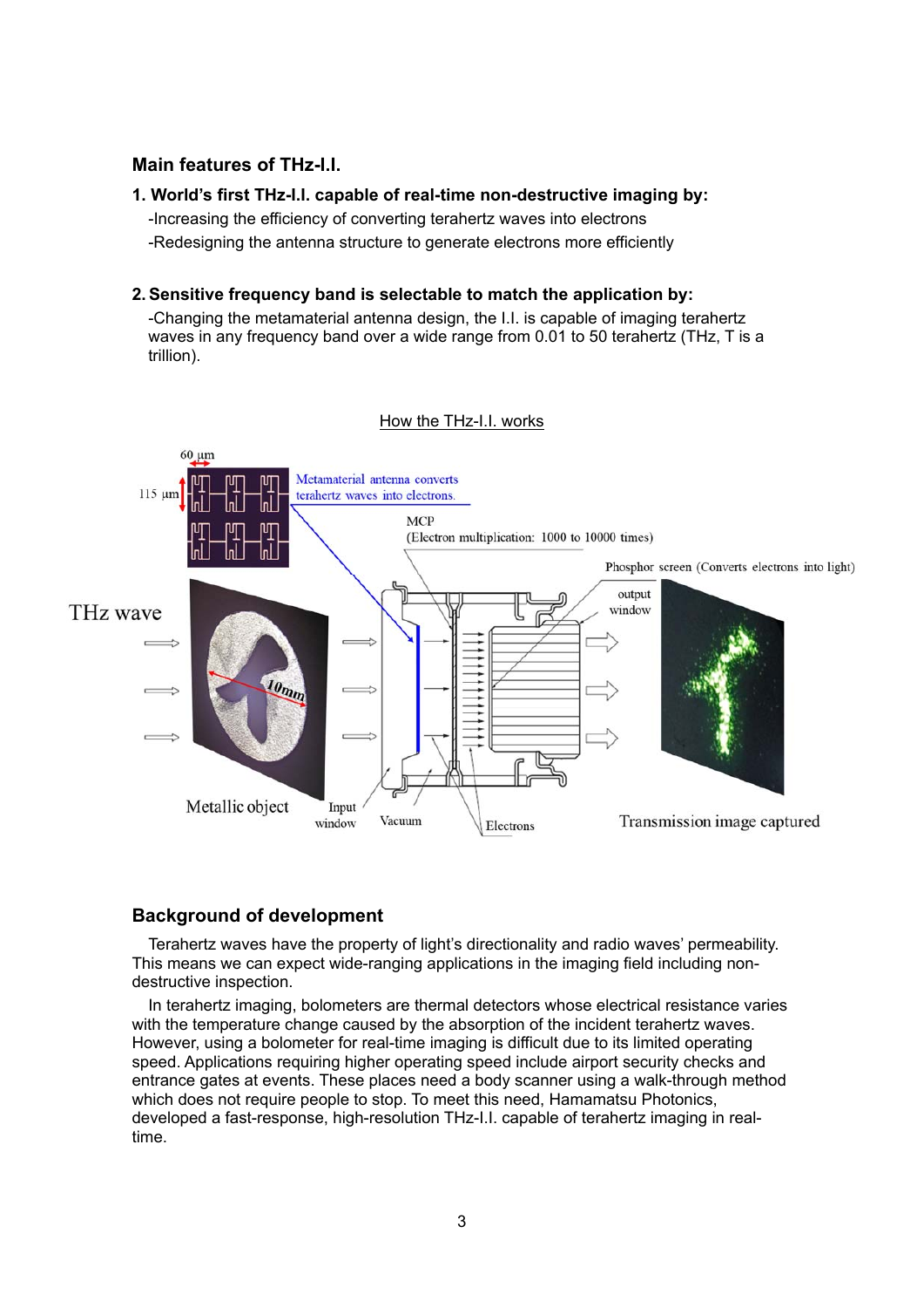## Main features of THz-I.I.

### 1. World's first THz-I.I. capable of real-time non-destructive imaging by:

-Increasing the efficiency of converting terahertz waves into electrons

-Redesigning the antenna structure to generate electrons more efficiently

### 2. Sensitive frequency band is selectable to match the application by:

-Changing the metamaterial antenna design, the I.I. is capable of imaging terahertz waves in any frequency band over a wide range from 0.01 to 50 terahertz (THz, T is a trillion).

How the THz-I.I. works

## Background of development

Terahertz waves have the property of light's directionality and radio waves' permeability. This means we can expect wide-ranging applications in the imaging field including non-destructive inspection.

In terahertz imaging, bolometers are thermal detectors whose electrical resistance varies with the temperature change caused by the absorption of the incident terahertz waves. However, using a bolometer for real-time imaging is difficult due to its limited operating speed. Applications requiring higher operating speed include airport security checks and entrance gates at events. These places need a body scanner using a walk-through method which does not require people to stop. To meet this need, Hamamatsu Photonics, developed a fast-response, high-resolution THz-I.I. capable of terahertz imaging in real-time.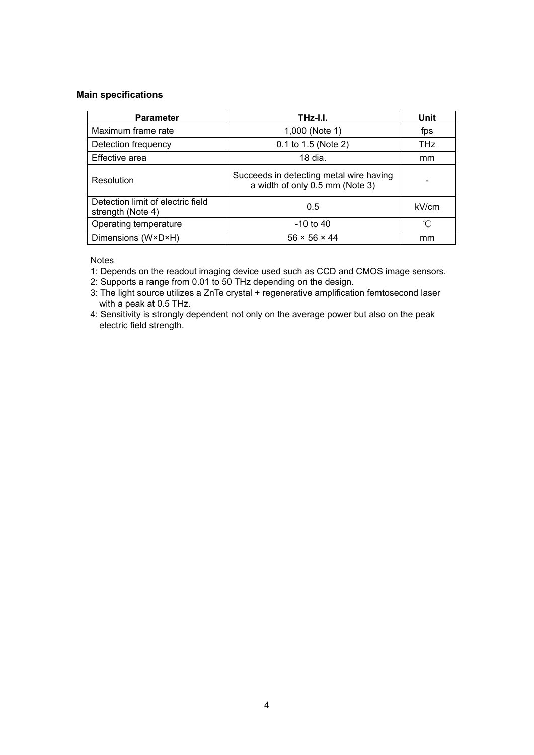**Main specifications**

| Parameter | THz-I.I. | Unit |
|---|---|---|
| Maximum frame rate | 1,000 (Note 1) | fps |
| Detection frequency | 0.1 to 1.5 (Note 2) | THz |
| Effective area | 18 dia. | mm |
| Resolution | Succeeds in detecting metal wire having a width of only 0.5 mm (Note 3) | - |
| Detection limit of electric field strength (Note 4) | 0.5 | kV/cm |
| Operating temperature | -10 to 40 | ℃ |
| Dimensions (W×D×H) | 56 × 56 × 44 | mm |

Notes

1: Depends on the readout imaging device used such as CCD and CMOS image sensors.

2: Supports a range from 0.01 to 50 THz depending on the design.

3: The light source utilizes a ZnTe crystal + regenerative amplification femtosecond laser with a peak at 0.5 THz.

4: Sensitivity is strongly dependent not only on the average power but also on the peak electric field strength.